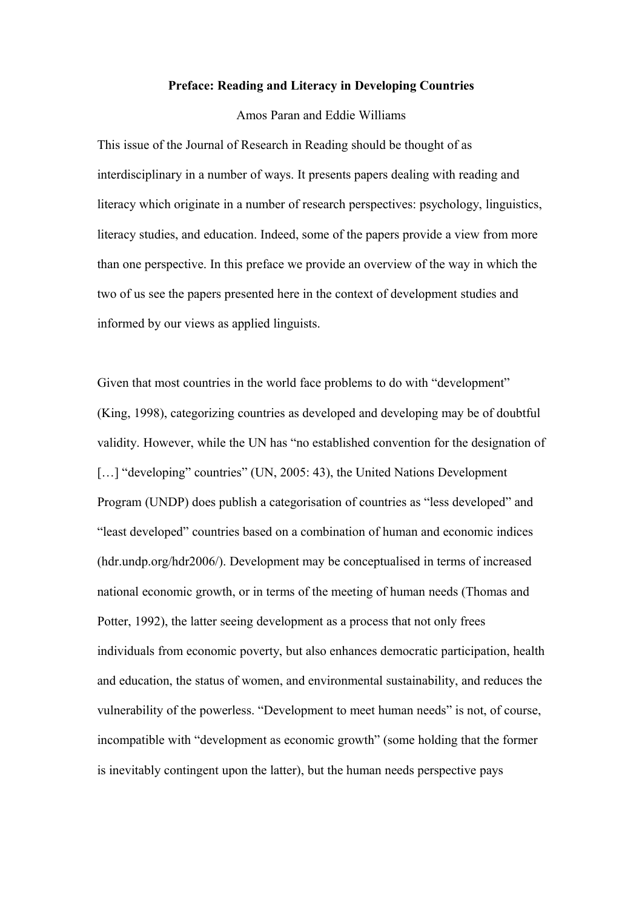# Preface: Reading and Literacy in Developing Countries

Amos Paran and Eddie Williams

This issue of the Journal of Research in Reading should be thought of as interdisciplinary in a number of ways. It presents papers dealing with reading and literacy which originate in a number of research perspectives: psychology, linguistics, literacy studies, and education. Indeed, some of the papers provide a view from more than one perspective. In this preface we provide an overview of the way in which the two of us see the papers presented here in the context of development studies and informed by our views as applied linguists.

Given that most countries in the world face problems to do with "development" (King, 1998), categorizing countries as developed and developing may be of doubtful validity. However, while the UN has "no established convention for the designation of […] "developing" countries" (UN, 2005: 43), the United Nations Development Program (UNDP) does publish a categorisation of countries as "less developed" and "least developed" countries based on a combination of human and economic indices (hdr.undp.org/hdr2006/). Development may be conceptualised in terms of increased national economic growth, or in terms of the meeting of human needs (Thomas and Potter, 1992), the latter seeing development as a process that not only frees individuals from economic poverty, but also enhances democratic participation, health and education, the status of women, and environmental sustainability, and reduces the vulnerability of the powerless. "Development to meet human needs" is not, of course, incompatible with "development as economic growth" (some holding that the former is inevitably contingent upon the latter), but the human needs perspective pays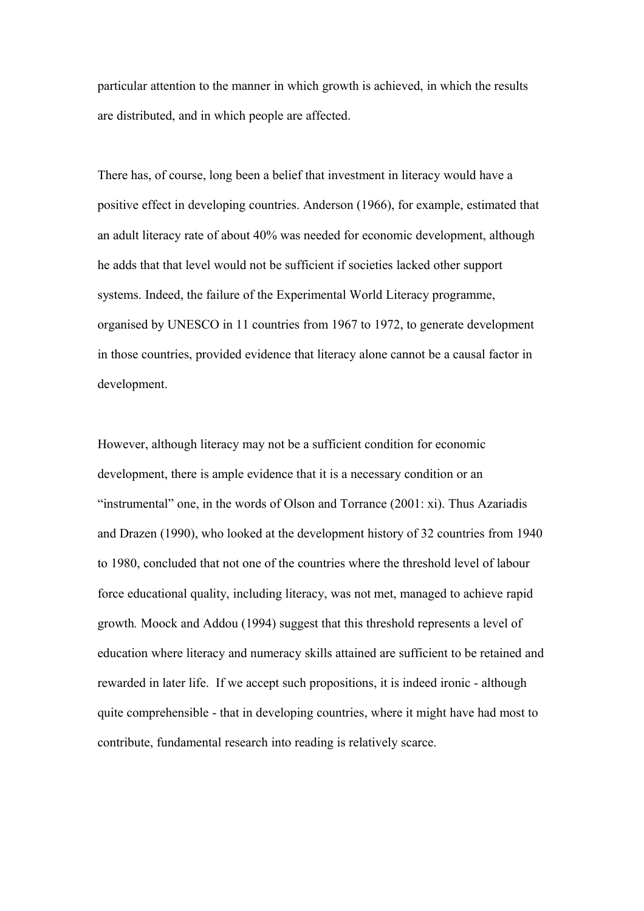particular attention to the manner in which growth is achieved, in which the results are distributed, and in which people are affected.

There has, of course, long been a belief that investment in literacy would have a positive effect in developing countries. Anderson (1966), for example, estimated that an adult literacy rate of about 40% was needed for economic development, although he adds that that level would not be sufficient if societies lacked other support systems. Indeed, the failure of the Experimental World Literacy programme, organised by UNESCO in 11 countries from 1967 to 1972, to generate development in those countries, provided evidence that literacy alone cannot be a causal factor in development.

However, although literacy may not be a sufficient condition for economic development, there is ample evidence that it is a necessary condition or an "instrumental" one, in the words of Olson and Torrance (2001: xi). Thus Azariadis and Drazen (1990), who looked at the development history of 32 countries from 1940 to 1980, concluded that not one of the countries where the threshold level of labour force educational quality, including literacy, was not met, managed to achieve rapid growth. Moock and Addou (1994) suggest that this threshold represents a level of education where literacy and numeracy skills attained are sufficient to be retained and rewarded in later life. If we accept such propositions, it is indeed ironic - although quite comprehensible - that in developing countries, where it might have had most to contribute, fundamental research into reading is relatively scarce.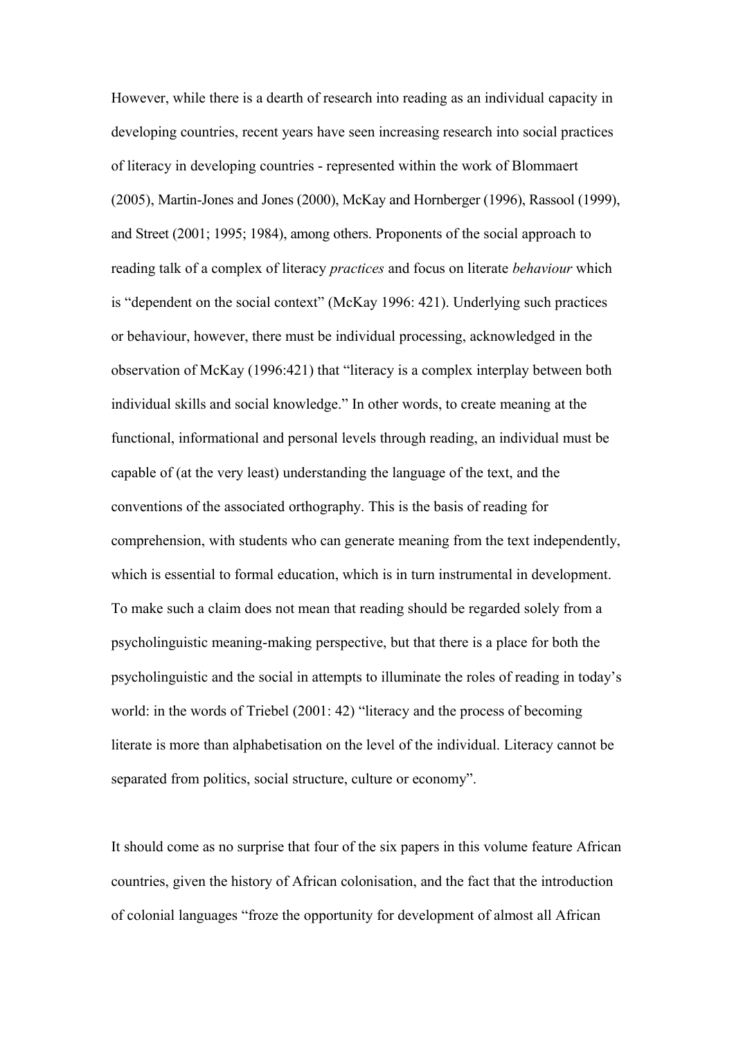However, while there is a dearth of research into reading as an individual capacity in developing countries, recent years have seen increasing research into social practices of literacy in developing countries - represented within the work of Blommaert (2005), Martin-Jones and Jones (2000), McKay and Hornberger (1996), Rassool (1999), and Street (2001; 1995; 1984), among others. Proponents of the social approach to reading talk of a complex of literacy *practices* and focus on literate *behaviour* which is "dependent on the social context" (McKay 1996: 421). Underlying such practices or behaviour, however, there must be individual processing, acknowledged in the observation of McKay (1996:421) that "literacy is a complex interplay between both individual skills and social knowledge." In other words, to create meaning at the functional, informational and personal levels through reading, an individual must be capable of (at the very least) understanding the language of the text, and the conventions of the associated orthography. This is the basis of reading for comprehension, with students who can generate meaning from the text independently, which is essential to formal education, which is in turn instrumental in development. To make such a claim does not mean that reading should be regarded solely from a psycholinguistic meaning-making perspective, but that there is a place for both the psycholinguistic and the social in attempts to illuminate the roles of reading in today's world: in the words of Triebel (2001: 42) "literacy and the process of becoming literate is more than alphabetisation on the level of the individual. Literacy cannot be separated from politics, social structure, culture or economy".

It should come as no surprise that four of the six papers in this volume feature African countries, given the history of African colonisation, and the fact that the introduction of colonial languages "froze the opportunity for development of almost all African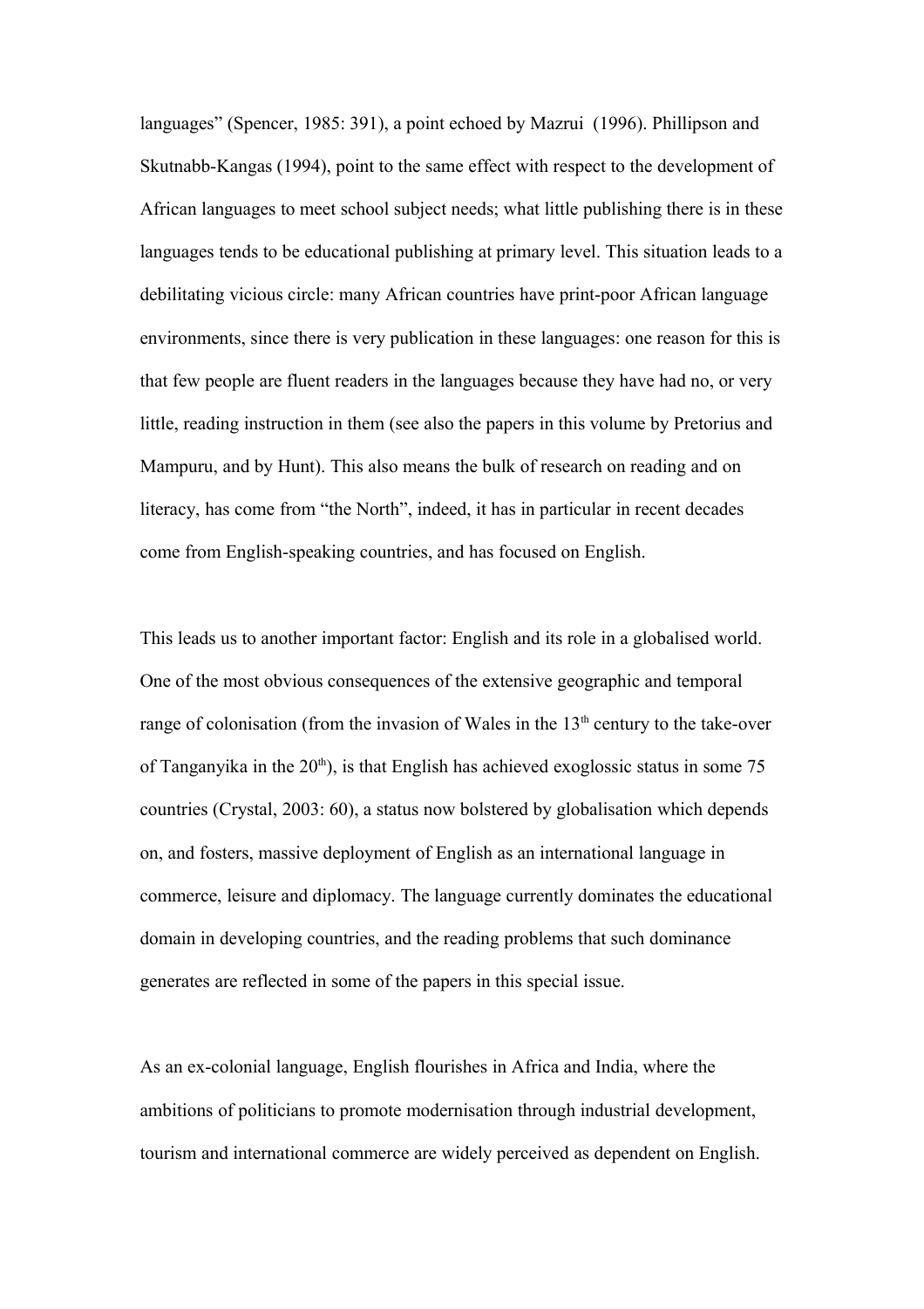languages" (Spencer, 1985: 391), a point echoed by Mazrui (1996). Phillipson and Skutnabb-Kangas (1994), point to the same effect with respect to the development of African languages to meet school subject needs; what little publishing there is in these languages tends to be educational publishing at primary level. This situation leads to a debilitating vicious circle: many African countries have print-poor African language environments, since there is very publication in these languages: one reason for this is that few people are fluent readers in the languages because they have had no, or very little, reading instruction in them (see also the papers in this volume by Pretorius and Mampuru, and by Hunt). This also means the bulk of research on reading and on literacy, has come from "the North", indeed, it has in particular in recent decades come from English-speaking countries, and has focused on English.

This leads us to another important factor: English and its role in a globalised world. One of the most obvious consequences of the extensive geographic and temporal range of colonisation (from the invasion of Wales in the 13th century to the take-over of Tanganyika in the 20th), is that English has achieved exoglossic status in some 75 countries (Crystal, 2003: 60), a status now bolstered by globalisation which depends on, and fosters, massive deployment of English as an international language in commerce, leisure and diplomacy. The language currently dominates the educational domain in developing countries, and the reading problems that such dominance generates are reflected in some of the papers in this special issue.

As an ex-colonial language, English flourishes in Africa and India, where the ambitions of politicians to promote modernisation through industrial development, tourism and international commerce are widely perceived as dependent on English.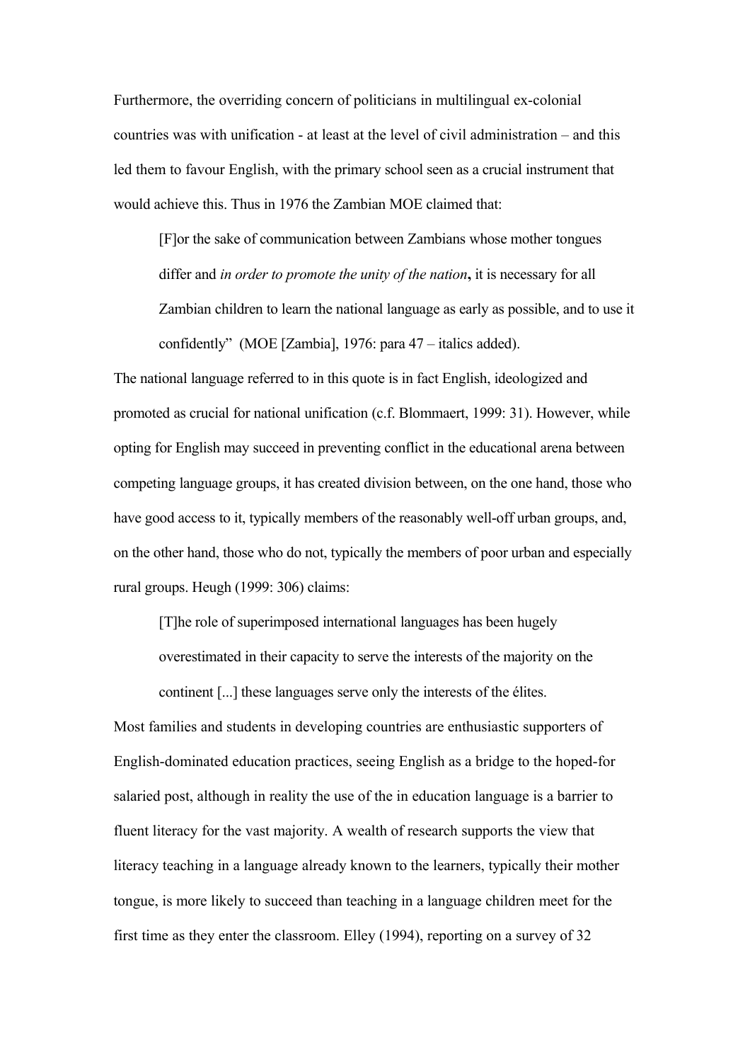Furthermore, the overriding concern of politicians in multilingual ex-colonial countries was with unification - at least at the level of civil administration – and this led them to favour English, with the primary school seen as a crucial instrument that would achieve this. Thus in 1976 the Zambian MOE claimed that:

> [F]or the sake of communication between Zambians whose mother tongues differ and *in order to promote the unity of the nation***,** it is necessary for all Zambian children to learn the national language as early as possible, and to use it confidently" (MOE [Zambia], 1976: para 47 – italics added).

The national language referred to in this quote is in fact English, ideologized and promoted as crucial for national unification (c.f. Blommaert, 1999: 31). However, while opting for English may succeed in preventing conflict in the educational arena between competing language groups, it has created division between, on the one hand, those who have good access to it, typically members of the reasonably well-off urban groups, and, on the other hand, those who do not, typically the members of poor urban and especially rural groups. Heugh (1999: 306) claims:

> [T]he role of superimposed international languages has been hugely overestimated in their capacity to serve the interests of the majority on the continent [...] these languages serve only the interests of the élites.

Most families and students in developing countries are enthusiastic supporters of English-dominated education practices, seeing English as a bridge to the hoped-for salaried post, although in reality the use of the in education language is a barrier to fluent literacy for the vast majority. A wealth of research supports the view that literacy teaching in a language already known to the learners, typically their mother tongue, is more likely to succeed than teaching in a language children meet for the first time as they enter the classroom. Elley (1994), reporting on a survey of 32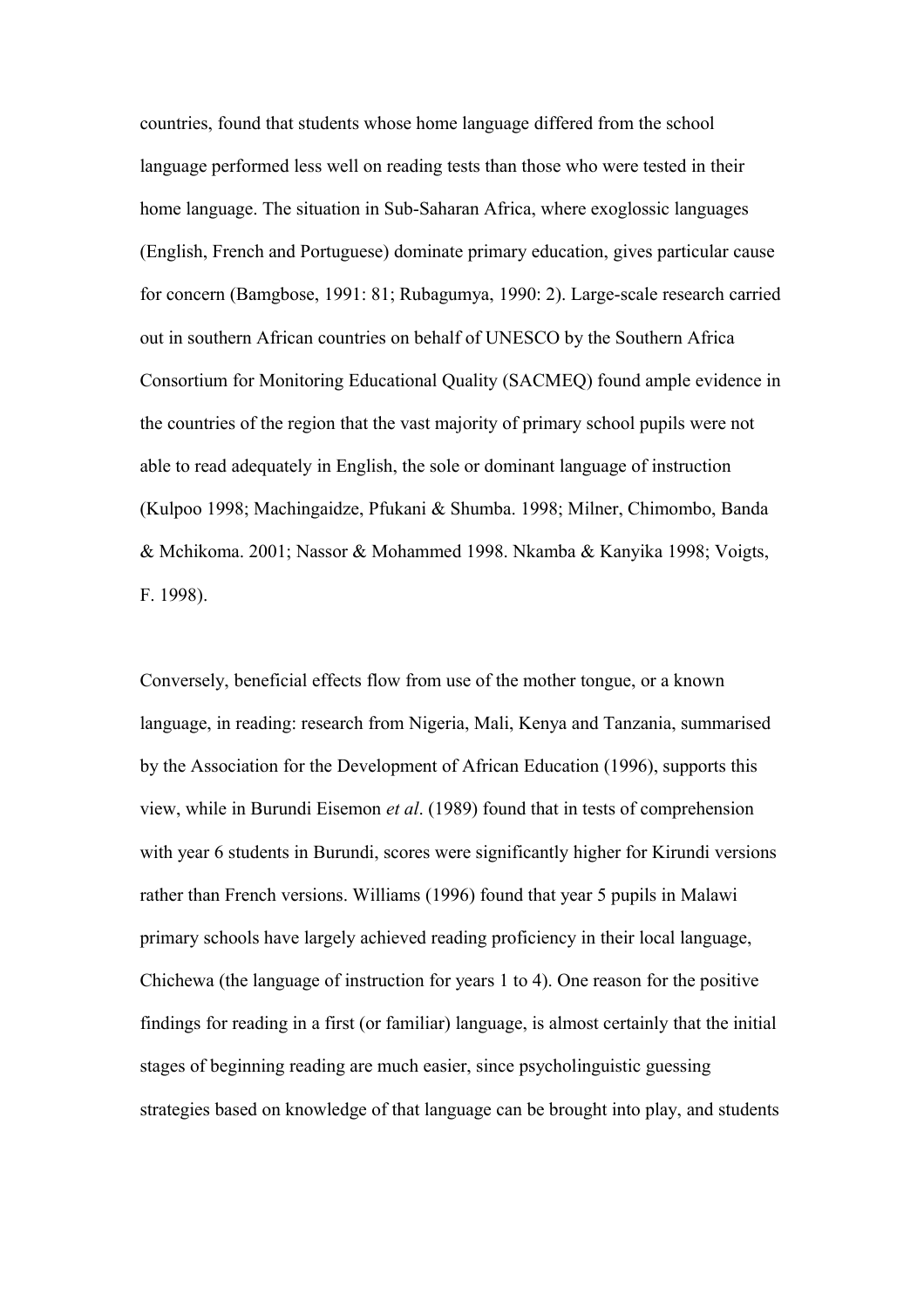countries, found that students whose home language differed from the school language performed less well on reading tests than those who were tested in their home language. The situation in Sub-Saharan Africa, where exoglossic languages (English, French and Portuguese) dominate primary education, gives particular cause for concern (Bamgbose, 1991: 81; Rubagumya, 1990: 2). Large-scale research carried out in southern African countries on behalf of UNESCO by the Southern Africa Consortium for Monitoring Educational Quality (SACMEQ) found ample evidence in the countries of the region that the vast majority of primary school pupils were not able to read adequately in English, the sole or dominant language of instruction (Kulpoo 1998; Machingaidze, Pfukani & Shumba. 1998; Milner, Chimombo, Banda & Mchikoma. 2001; Nassor & Mohammed 1998. Nkamba & Kanyika 1998; Voigts, F. 1998).

Conversely, beneficial effects flow from use of the mother tongue, or a known language, in reading: research from Nigeria, Mali, Kenya and Tanzania, summarised by the Association for the Development of African Education (1996), supports this view, while in Burundi Eisemon *et al*. (1989) found that in tests of comprehension with year 6 students in Burundi, scores were significantly higher for Kirundi versions rather than French versions. Williams (1996) found that year 5 pupils in Malawi primary schools have largely achieved reading proficiency in their local language, Chichewa (the language of instruction for years 1 to 4). One reason for the positive findings for reading in a first (or familiar) language, is almost certainly that the initial stages of beginning reading are much easier, since psycholinguistic guessing strategies based on knowledge of that language can be brought into play, and students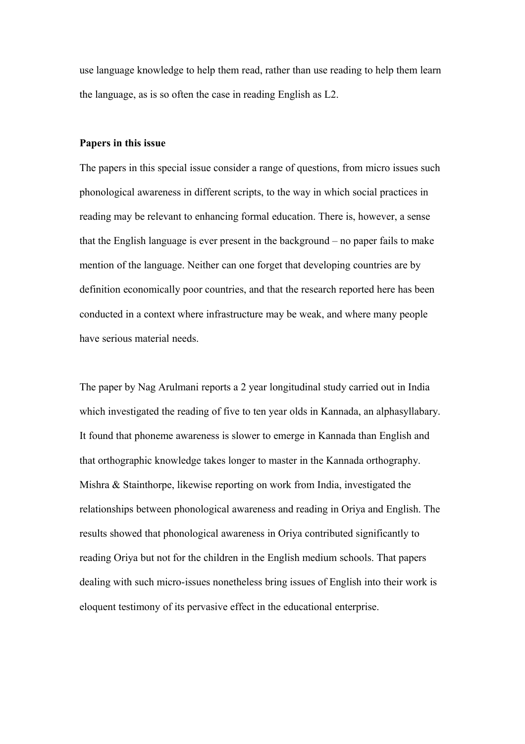use language knowledge to help them read, rather than use reading to help them learn the language, as is so often the case in reading English as L2.

**Papers in this issue**

The papers in this special issue consider a range of questions, from micro issues such phonological awareness in different scripts, to the way in which social practices in reading may be relevant to enhancing formal education. There is, however, a sense that the English language is ever present in the background – no paper fails to make mention of the language. Neither can one forget that developing countries are by definition economically poor countries, and that the research reported here has been conducted in a context where infrastructure may be weak, and where many people have serious material needs.

The paper by Nag Arulmani reports a 2 year longitudinal study carried out in India which investigated the reading of five to ten year olds in Kannada, an alphasyllabary. It found that phoneme awareness is slower to emerge in Kannada than English and that orthographic knowledge takes longer to master in the Kannada orthography. Mishra & Stainthorpe, likewise reporting on work from India, investigated the relationships between phonological awareness and reading in Oriya and English. The results showed that phonological awareness in Oriya contributed significantly to reading Oriya but not for the children in the English medium schools. That papers dealing with such micro-issues nonetheless bring issues of English into their work is eloquent testimony of its pervasive effect in the educational enterprise.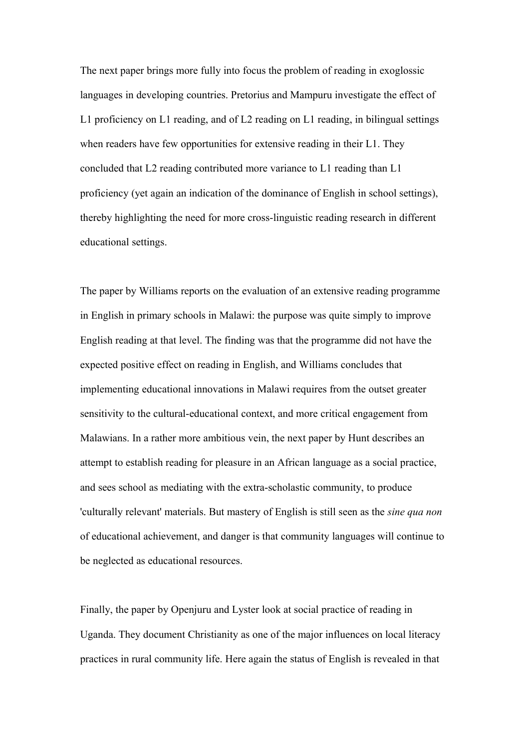The next paper brings more fully into focus the problem of reading in exoglossic languages in developing countries. Pretorius and Mampuru investigate the effect of L1 proficiency on L1 reading, and of L2 reading on L1 reading, in bilingual settings when readers have few opportunities for extensive reading in their L1. They concluded that L2 reading contributed more variance to L1 reading than L1 proficiency (yet again an indication of the dominance of English in school settings), thereby highlighting the need for more cross-linguistic reading research in different educational settings.

The paper by Williams reports on the evaluation of an extensive reading programme in English in primary schools in Malawi: the purpose was quite simply to improve English reading at that level. The finding was that the programme did not have the expected positive effect on reading in English, and Williams concludes that implementing educational innovations in Malawi requires from the outset greater sensitivity to the cultural-educational context, and more critical engagement from Malawians. In a rather more ambitious vein, the next paper by Hunt describes an attempt to establish reading for pleasure in an African language as a social practice, and sees school as mediating with the extra-scholastic community, to produce 'culturally relevant' materials. But mastery of English is still seen as the *sine qua non* of educational achievement, and danger is that community languages will continue to be neglected as educational resources.

Finally, the paper by Openjuru and Lyster look at social practice of reading in Uganda. They document Christianity as one of the major influences on local literacy practices in rural community life. Here again the status of English is revealed in that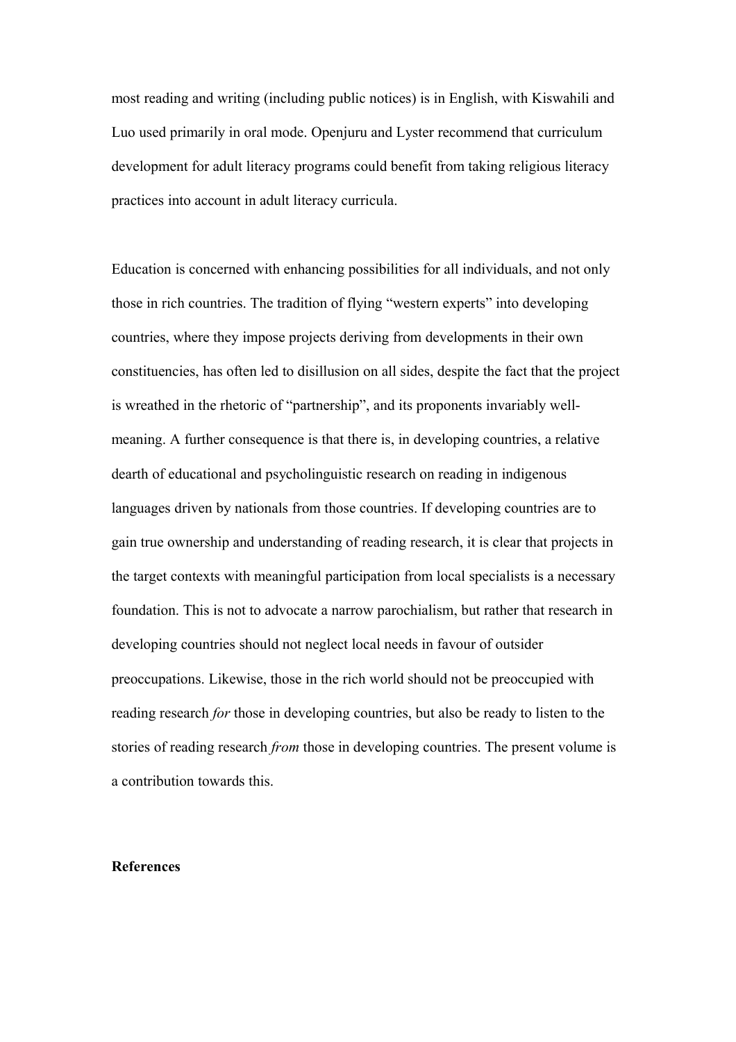most reading and writing (including public notices) is in English, with Kiswahili and Luo used primarily in oral mode. Openjuru and Lyster recommend that curriculum development for adult literacy programs could benefit from taking religious literacy practices into account in adult literacy curricula.

Education is concerned with enhancing possibilities for all individuals, and not only those in rich countries. The tradition of flying "western experts" into developing countries, where they impose projects deriving from developments in their own constituencies, has often led to disillusion on all sides, despite the fact that the project is wreathed in the rhetoric of "partnership", and its proponents invariably well-meaning. A further consequence is that there is, in developing countries, a relative dearth of educational and psycholinguistic research on reading in indigenous languages driven by nationals from those countries. If developing countries are to gain true ownership and understanding of reading research, it is clear that projects in the target contexts with meaningful participation from local specialists is a necessary foundation. This is not to advocate a narrow parochialism, but rather that research in developing countries should not neglect local needs in favour of outsider preoccupations. Likewise, those in the rich world should not be preoccupied with reading research *for* those in developing countries, but also be ready to listen to the stories of reading research *from* those in developing countries. The present volume is a contribution towards this.

**References**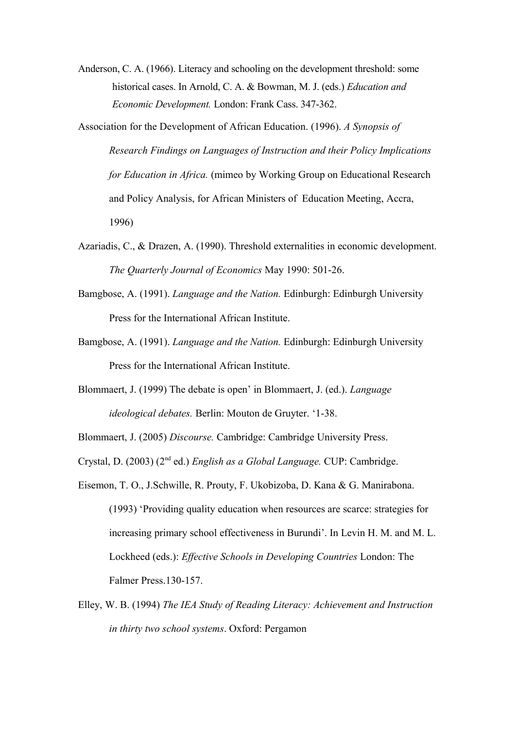Anderson, C. A. (1966). Literacy and schooling on the development threshold: some historical cases. In Arnold, C. A. & Bowman, M. J. (eds.) *Education and Economic Development.* London: Frank Cass. 347-362.

Association for the Development of African Education. (1996). *A Synopsis of Research Findings on Languages of Instruction and their Policy Implications for Education in Africa.* (mimeo by Working Group on Educational Research and Policy Analysis, for African Ministers of Education Meeting, Accra, 1996)

Azariadis, C., & Drazen, A. (1990). Threshold externalities in economic development. *The Quarterly Journal of Economics* May 1990: 501-26.

Bamgbose, A. (1991). *Language and the Nation.* Edinburgh: Edinburgh University Press for the International African Institute.

Bamgbose, A. (1991). *Language and the Nation.* Edinburgh: Edinburgh University Press for the International African Institute.

Blommaert, J. (1999) The debate is open' in Blommaert, J. (ed.). *Language ideological debates.* Berlin: Mouton de Gruyter. '1-38.

Blommaert, J. (2005) *Discourse.* Cambridge: Cambridge University Press.

Crystal, D. (2003) (2nd ed.) *English as a Global Language.* CUP: Cambridge.

Eisemon, T. O., J.Schwille, R. Prouty, F. Ukobizoba, D. Kana & G. Manirabona. (1993) 'Providing quality education when resources are scarce: strategies for increasing primary school effectiveness in Burundi'. In Levin H. M. and M. L. Lockheed (eds.): *Effective Schools in Developing Countries* London: The Falmer Press.130-157.

Elley, W. B. (1994) *The IEA Study of Reading Literacy: Achievement and Instruction in thirty two school systems*. Oxford: Pergamon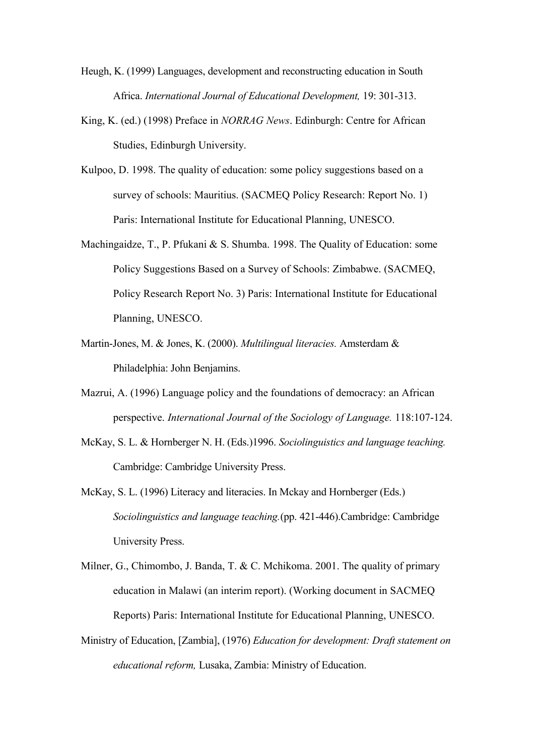Heugh, K. (1999) Languages, development and reconstructing education in South Africa. *International Journal of Educational Development,* 19: 301-313.

King, K. (ed.) (1998) Preface in *NORRAG News*. Edinburgh: Centre for African Studies, Edinburgh University.

Kulpoo, D. 1998. The quality of education: some policy suggestions based on a survey of schools: Mauritius. (SACMEQ Policy Research: Report No. 1) Paris: International Institute for Educational Planning, UNESCO.

Machingaidze, T., P. Pfukani & S. Shumba. 1998. The Quality of Education: some Policy Suggestions Based on a Survey of Schools: Zimbabwe. (SACMEQ, Policy Research Report No. 3) Paris: International Institute for Educational Planning, UNESCO.

Martin-Jones, M. & Jones, K. (2000). *Multilingual literacies.* Amsterdam & Philadelphia: John Benjamins.

Mazrui, A. (1996) Language policy and the foundations of democracy: an African perspective. *International Journal of the Sociology of Language.* 118:107-124.

McKay, S. L. & Hornberger N. H. (Eds.)1996. *Sociolinguistics and language teaching.* Cambridge: Cambridge University Press.

McKay, S. L. (1996) Literacy and literacies. In Mckay and Hornberger (Eds.) *Sociolinguistics and language teaching.*(pp. 421-446).Cambridge: Cambridge University Press.

Milner, G., Chimombo, J. Banda, T. & C. Mchikoma. 2001. The quality of primary education in Malawi (an interim report). (Working document in SACMEQ Reports) Paris: International Institute for Educational Planning, UNESCO.

Ministry of Education, [Zambia], (1976) *Education for development: Draft statement on educational reform,* Lusaka, Zambia: Ministry of Education.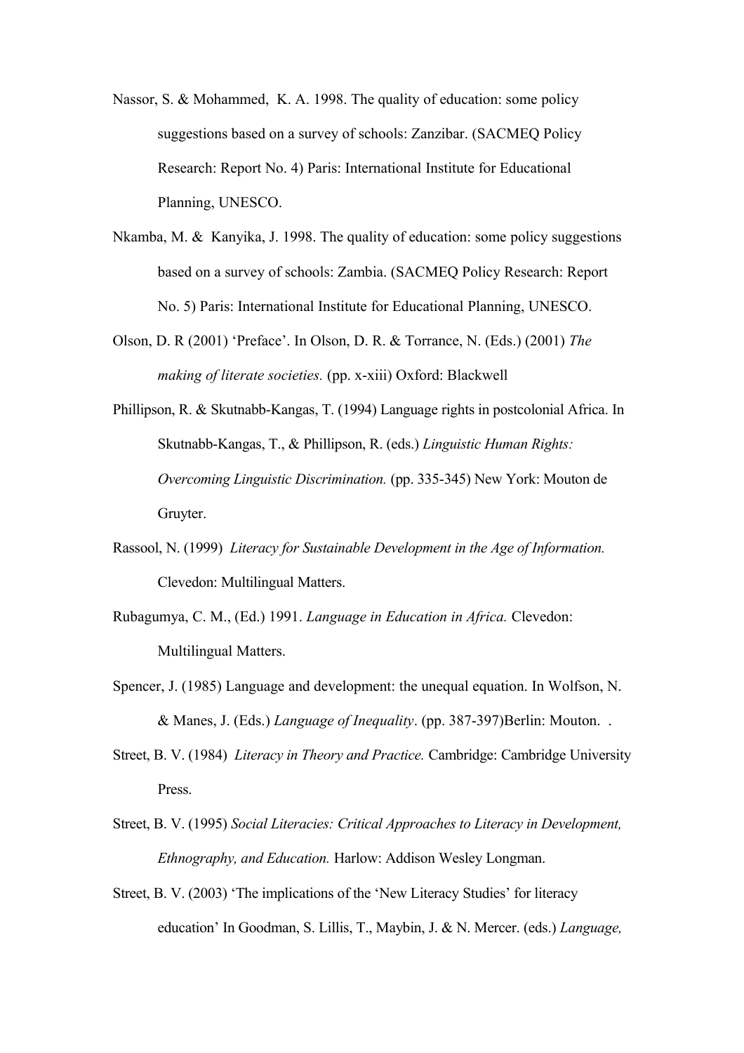Nassor, S. & Mohammed, K. A. 1998. The quality of education: some policy suggestions based on a survey of schools: Zanzibar. (SACMEQ Policy Research: Report No. 4) Paris: International Institute for Educational Planning, UNESCO.

Nkamba, M. & Kanyika, J. 1998. The quality of education: some policy suggestions based on a survey of schools: Zambia. (SACMEQ Policy Research: Report No. 5) Paris: International Institute for Educational Planning, UNESCO.

Olson, D. R (2001) 'Preface'. In Olson, D. R. & Torrance, N. (Eds.) (2001) *The making of literate societies.* (pp. x-xiii) Oxford: Blackwell

Phillipson, R. & Skutnabb-Kangas, T. (1994) Language rights in postcolonial Africa. In Skutnabb-Kangas, T., & Phillipson, R. (eds.) *Linguistic Human Rights: Overcoming Linguistic Discrimination.* (pp. 335-345) New York: Mouton de Gruyter.

Rassool, N. (1999) *Literacy for Sustainable Development in the Age of Information.* Clevedon: Multilingual Matters.

Rubagumya, C. M., (Ed.) 1991. *Language in Education in Africa.* Clevedon: Multilingual Matters.

Spencer, J. (1985) Language and development: the unequal equation. In Wolfson, N. & Manes, J. (Eds.) *Language of Inequality*. (pp. 387-397)Berlin: Mouton. .

Street, B. V. (1984) *Literacy in Theory and Practice.* Cambridge: Cambridge University Press.

Street, B. V. (1995) *Social Literacies: Critical Approaches to Literacy in Development, Ethnography, and Education.* Harlow: Addison Wesley Longman.

Street, B. V. (2003) 'The implications of the 'New Literacy Studies' for literacy education' In Goodman, S. Lillis, T., Maybin, J. & N. Mercer. (eds.) *Language,*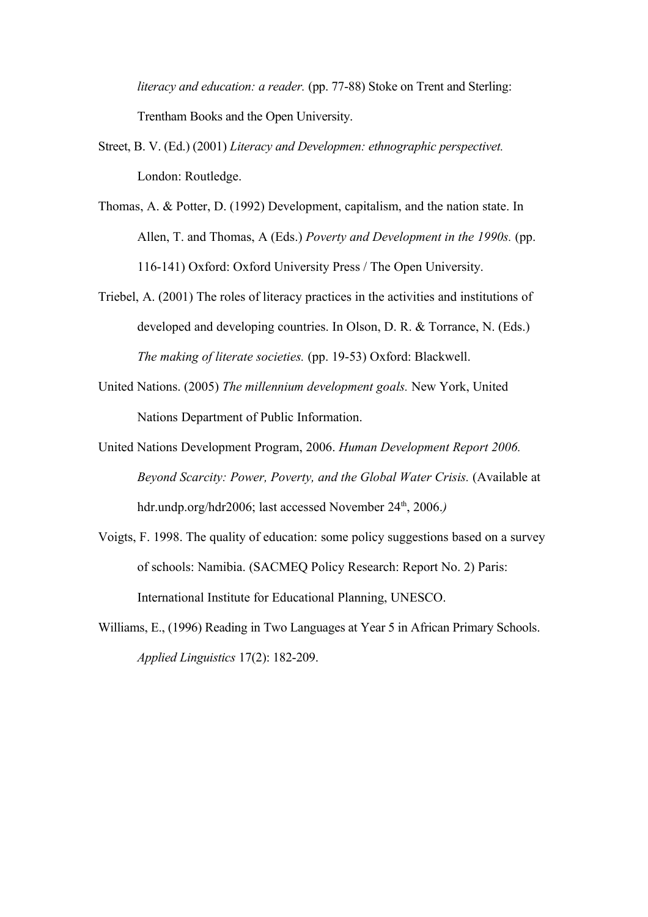*literacy and education: a reader.* (pp. 77-88) Stoke on Trent and Sterling: Trentham Books and the Open University.

Street, B. V. (Ed.) (2001) *Literacy and Developmen: ethnographic perspectivet.* London: Routledge.

Thomas, A. & Potter, D. (1992) Development, capitalism, and the nation state. In Allen, T. and Thomas, A (Eds.) *Poverty and Development in the 1990s.* (pp. 116-141) Oxford: Oxford University Press / The Open University.

Triebel, A. (2001) The roles of literacy practices in the activities and institutions of developed and developing countries. In Olson, D. R. & Torrance, N. (Eds.) *The making of literate societies.* (pp. 19-53) Oxford: Blackwell.

United Nations. (2005) *The millennium development goals.* New York, United Nations Department of Public Information.

United Nations Development Program, 2006. *Human Development Report 2006. Beyond Scarcity: Power, Poverty, and the Global Water Crisis.* (Available at hdr.undp.org/hdr2006; last accessed November 24th, 2006.*)*

Voigts, F. 1998. The quality of education: some policy suggestions based on a survey of schools: Namibia. (SACMEQ Policy Research: Report No. 2) Paris: International Institute for Educational Planning, UNESCO.

Williams, E., (1996) Reading in Two Languages at Year 5 in African Primary Schools. *Applied Linguistics* 17(2): 182-209.